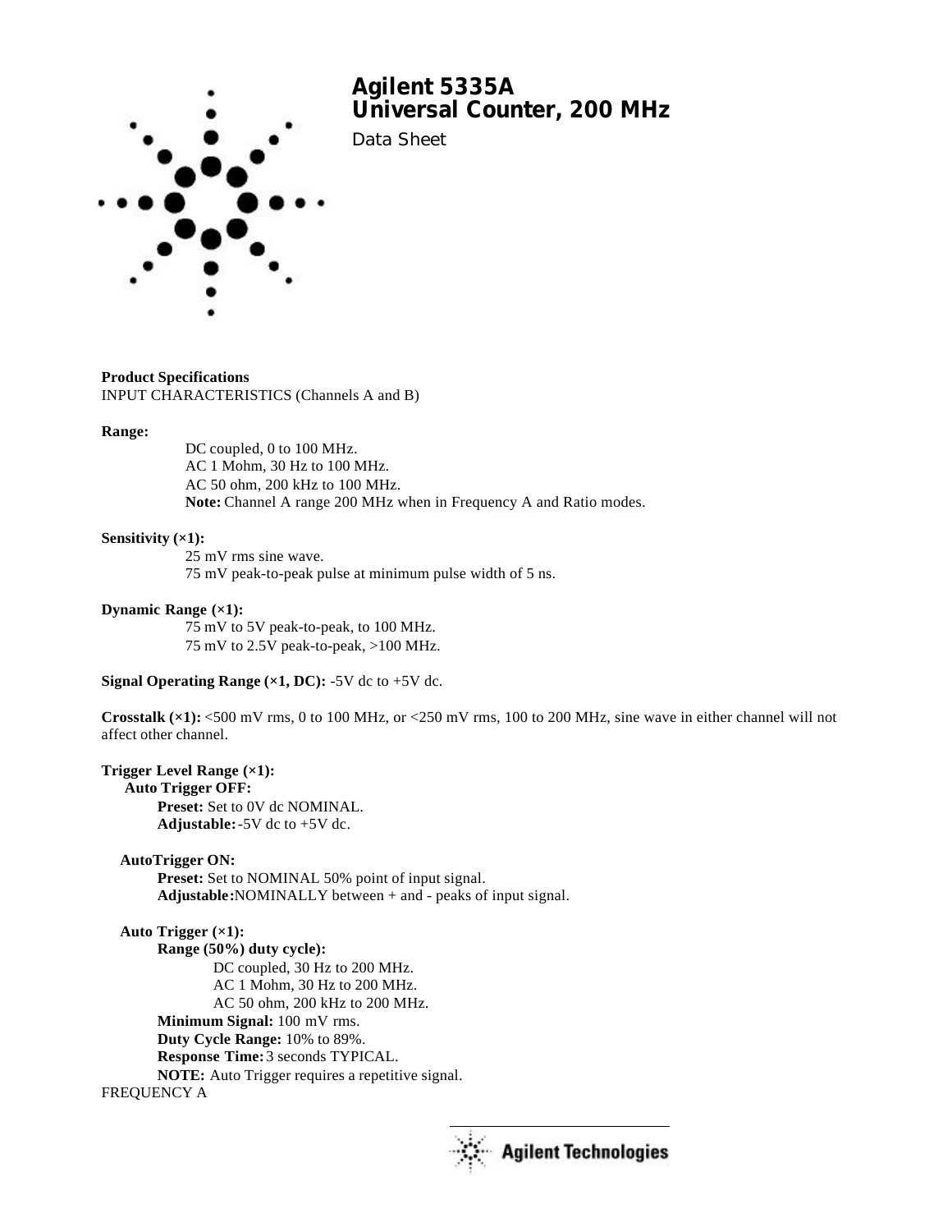# Agilent 5335A Universal Counter, 200 MHz

Data Sheet

**Product Specifications**

INPUT CHARACTERISTICS (Channels A and B)

**Range:**

DC coupled, 0 to 100 MHz.
AC 1 Mohm, 30 Hz to 100 MHz.
AC 50 ohm, 200 kHz to 100 MHz.
**Note:** Channel A range 200 MHz when in Frequency A and Ratio modes.

**Sensitivity (×1):**

25 mV rms sine wave.
75 mV peak-to-peak pulse at minimum pulse width of 5 ns.

**Dynamic Range (×1):**

75 mV to 5V peak-to-peak, to 100 MHz.
75 mV to 2.5V peak-to-peak, >100 MHz.

**Signal Operating Range (×1, DC):** -5V dc to +5V dc.

**Crosstalk (×1):** <500 mV rms, 0 to 100 MHz, or <250 mV rms, 100 to 200 MHz, sine wave in either channel will not affect other channel.

**Trigger Level Range (×1):**

**Auto Trigger OFF:**

**Preset:** Set to 0V dc NOMINAL.
**Adjustable:** -5V dc to +5V dc.

**AutoTrigger ON:**

**Preset:** Set to NOMINAL 50% point of input signal.
**Adjustable:** NOMINALLY between + and - peaks of input signal.

**Auto Trigger (×1):**

**Range (50%) duty cycle):**

DC coupled, 30 Hz to 200 MHz.
AC 1 Mohm, 30 Hz to 200 MHz.
AC 50 ohm, 200 kHz to 200 MHz.

**Minimum Signal:** 100 mV rms.
**Duty Cycle Range:** 10% to 89%.
**Response Time:** 3 seconds TYPICAL.
**NOTE:** Auto Trigger requires a repetitive signal.

FREQUENCY A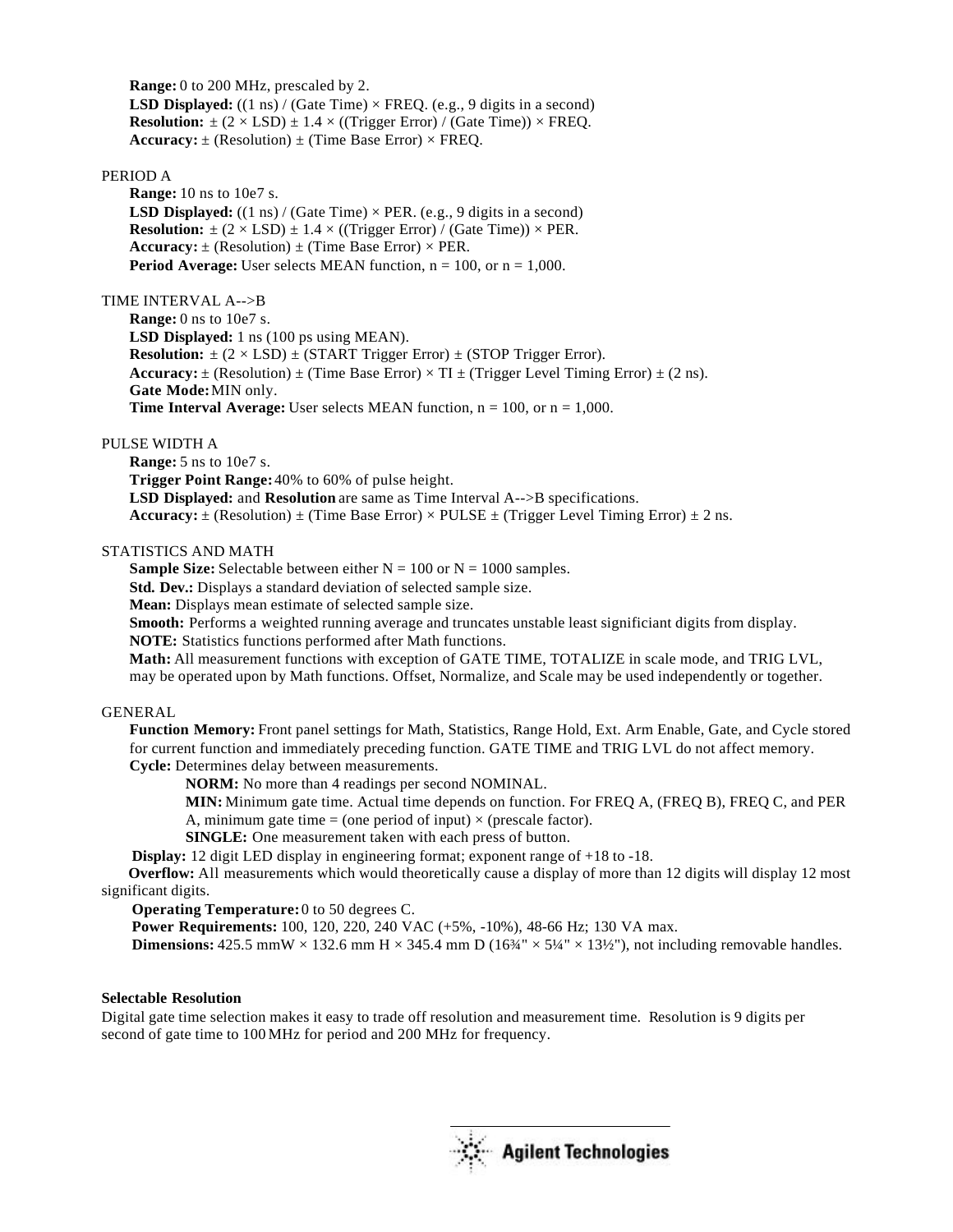**Range:** 0 to 200 MHz, prescaled by 2.
**LSD Displayed:** ((1 ns) / (Gate Time) × FREQ. (e.g., 9 digits in a second)
**Resolution:** ± (2 × LSD) ± 1.4 × ((Trigger Error) / (Gate Time)) × FREQ.
**Accuracy:** ± (Resolution) ± (Time Base Error) × FREQ.

PERIOD A

**Range:** 10 ns to 10e7 s.
**LSD Displayed:** ((1 ns) / (Gate Time) × PER. (e.g., 9 digits in a second)
**Resolution:** ± (2 × LSD) ± 1.4 × ((Trigger Error) / (Gate Time)) × PER.
**Accuracy:** ± (Resolution) ± (Time Base Error) × PER.
**Period Average:** User selects MEAN function, n = 100, or n = 1,000.

TIME INTERVAL A-->B

**Range:** 0 ns to 10e7 s.
**LSD Displayed:** 1 ns (100 ps using MEAN).
**Resolution:** ± (2 × LSD) ± (START Trigger Error) ± (STOP Trigger Error).
**Accuracy:** ± (Resolution) ± (Time Base Error) × TI ± (Trigger Level Timing Error) ± (2 ns).
**Gate Mode:** MIN only.
**Time Interval Average:** User selects MEAN function, n = 100, or n = 1,000.

PULSE WIDTH A

**Range:** 5 ns to 10e7 s.
**Trigger Point Range:** 40% to 60% of pulse height.
**LSD Displayed:** and **Resolution** are same as Time Interval A-->B specifications.
**Accuracy:** ± (Resolution) ± (Time Base Error) × PULSE ± (Trigger Level Timing Error) ± 2 ns.

STATISTICS AND MATH

**Sample Size:** Selectable between either N = 100 or N = 1000 samples.
**Std. Dev.:** Displays a standard deviation of selected sample size.
**Mean:** Displays mean estimate of selected sample size.
**Smooth:** Performs a weighted running average and truncates unstable least significiant digits from display.
**NOTE:** Statistics functions performed after Math functions.
**Math:** All measurement functions with exception of GATE TIME, TOTALIZE in scale mode, and TRIG LVL, may be operated upon by Math functions. Offset, Normalize, and Scale may be used independently or together.

GENERAL

**Function Memory:** Front panel settings for Math, Statistics, Range Hold, Ext. Arm Enable, Gate, and Cycle stored for current function and immediately preceding function. GATE TIME and TRIG LVL do not affect memory.
**Cycle:** Determines delay between measurements.

- **NORM:** No more than 4 readings per second NOMINAL.
- **MIN:** Minimum gate time. Actual time depends on function. For FREQ A, (FREQ B), FREQ C, and PER A, minimum gate time = (one period of input) × (prescale factor).
- **SINGLE:** One measurement taken with each press of button.

**Display:** 12 digit LED display in engineering format; exponent range of +18 to -18.
**Overflow:** All measurements which would theoretically cause a display of more than 12 digits will display 12 most significant digits.
**Operating Temperature:** 0 to 50 degrees C.
**Power Requirements:** 100, 120, 220, 240 VAC (+5%, -10%), 48-66 Hz; 130 VA max.
**Dimensions:** 425.5 mmW × 132.6 mm H × 345.4 mm D (16¾" × 5¼" × 13½"), not including removable handles.

**Selectable Resolution**

Digital gate time selection makes it easy to trade off resolution and measurement time. Resolution is 9 digits per second of gate time to 100 MHz for period and 200 MHz for frequency.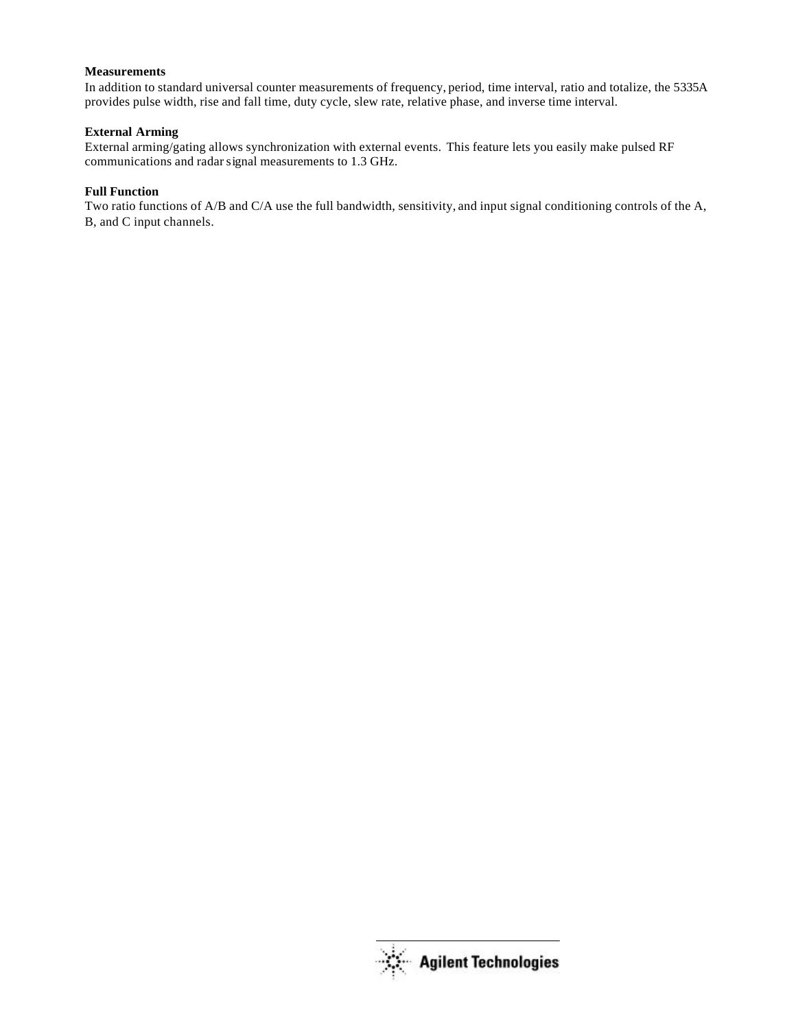**Measurements**

In addition to standard universal counter measurements of frequency, period, time interval, ratio and totalize, the 5335A provides pulse width, rise and fall time, duty cycle, slew rate, relative phase, and inverse time interval.

**External Arming**

External arming/gating allows synchronization with external events. This feature lets you easily make pulsed RF communications and radar signal measurements to 1.3 GHz.

**Full Function**

Two ratio functions of A/B and C/A use the full bandwidth, sensitivity, and input signal conditioning controls of the A, B, and C input channels.

Agilent Technologies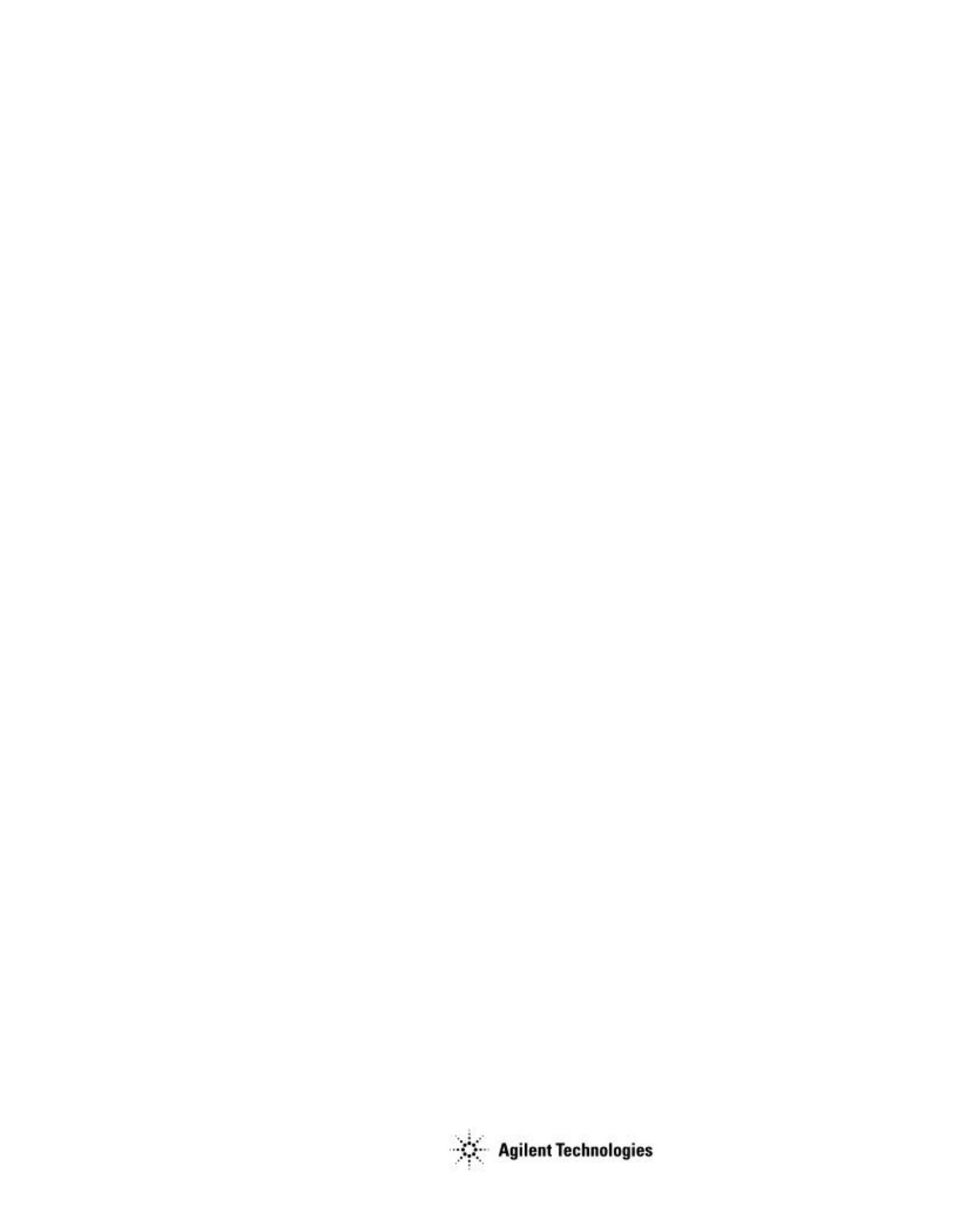Agilent Technologies